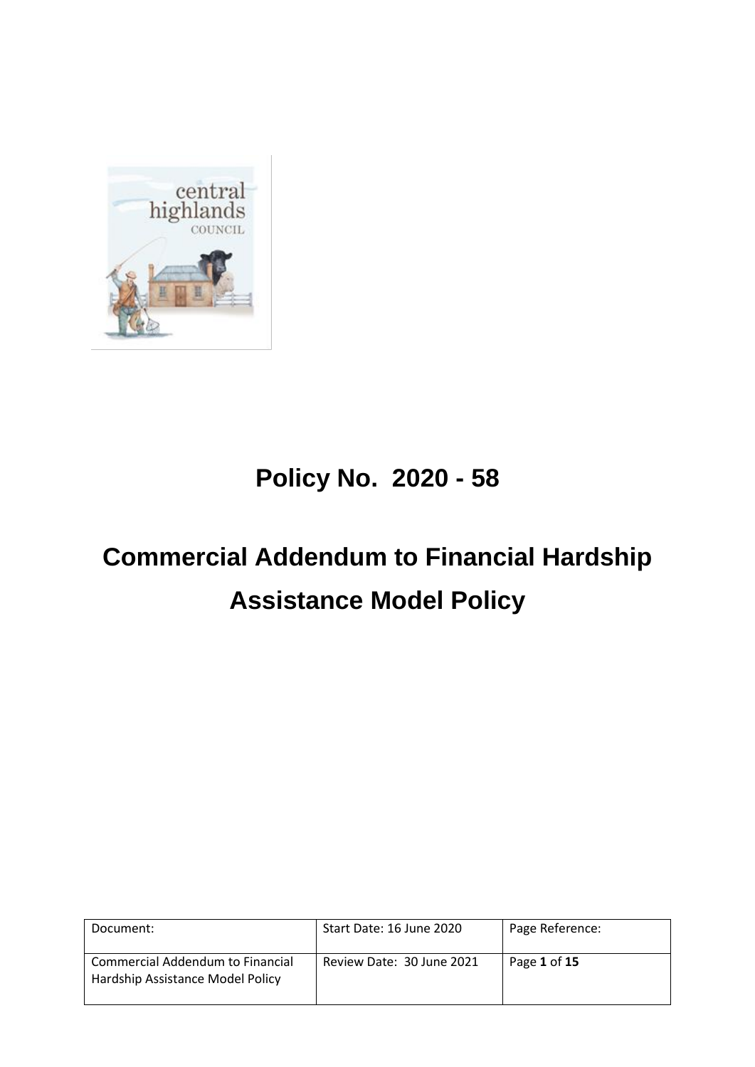# Policy No. 2020 - 58

# Commercial Addendum to Financial Hardship Assistance Model Policy

| Document: | Start Date: 16 June 2020 | Page Reference: |
|---|---|---|
| Commercial Addendum to Financial Hardship Assistance Model Policy | Review Date: 30 June 2021 | Page **1** of **15** |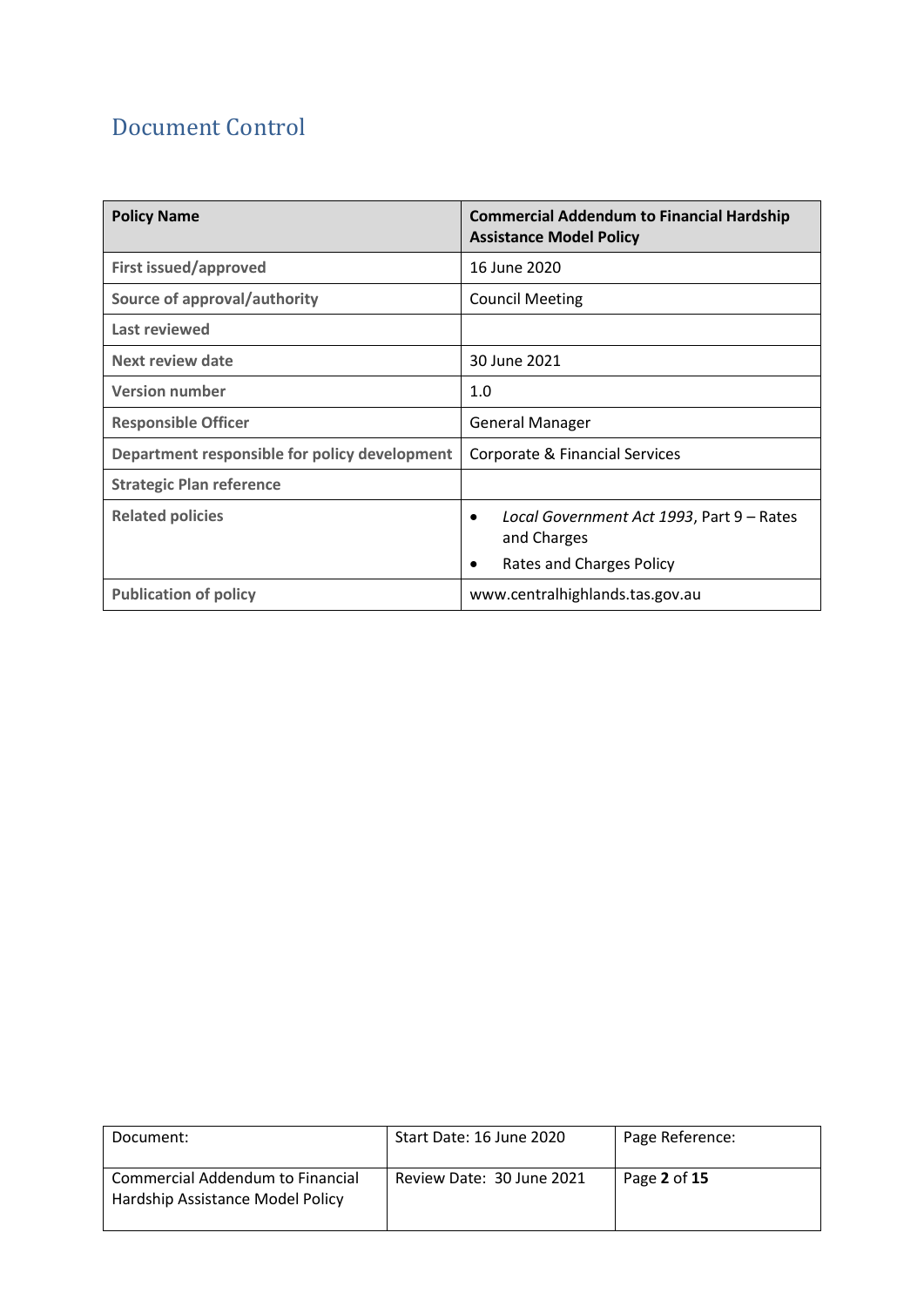# Document Control

| Policy Name | Commercial Addendum to Financial Hardship Assistance Model Policy |
|---|---|
| First issued/approved | 16 June 2020 |
| Source of approval/authority | Council Meeting |
| Last reviewed | |
| Next review date | 30 June 2021 |
| Version number | 1.0 |
| Responsible Officer | General Manager |
| Department responsible for policy development | Corporate & Financial Services |
| Strategic Plan reference | |
| Related policies | • *Local Government Act 1993*, Part 9 – Rates and Charges<br>• Rates and Charges Policy |
| Publication of policy | www.centralhighlands.tas.gov.au |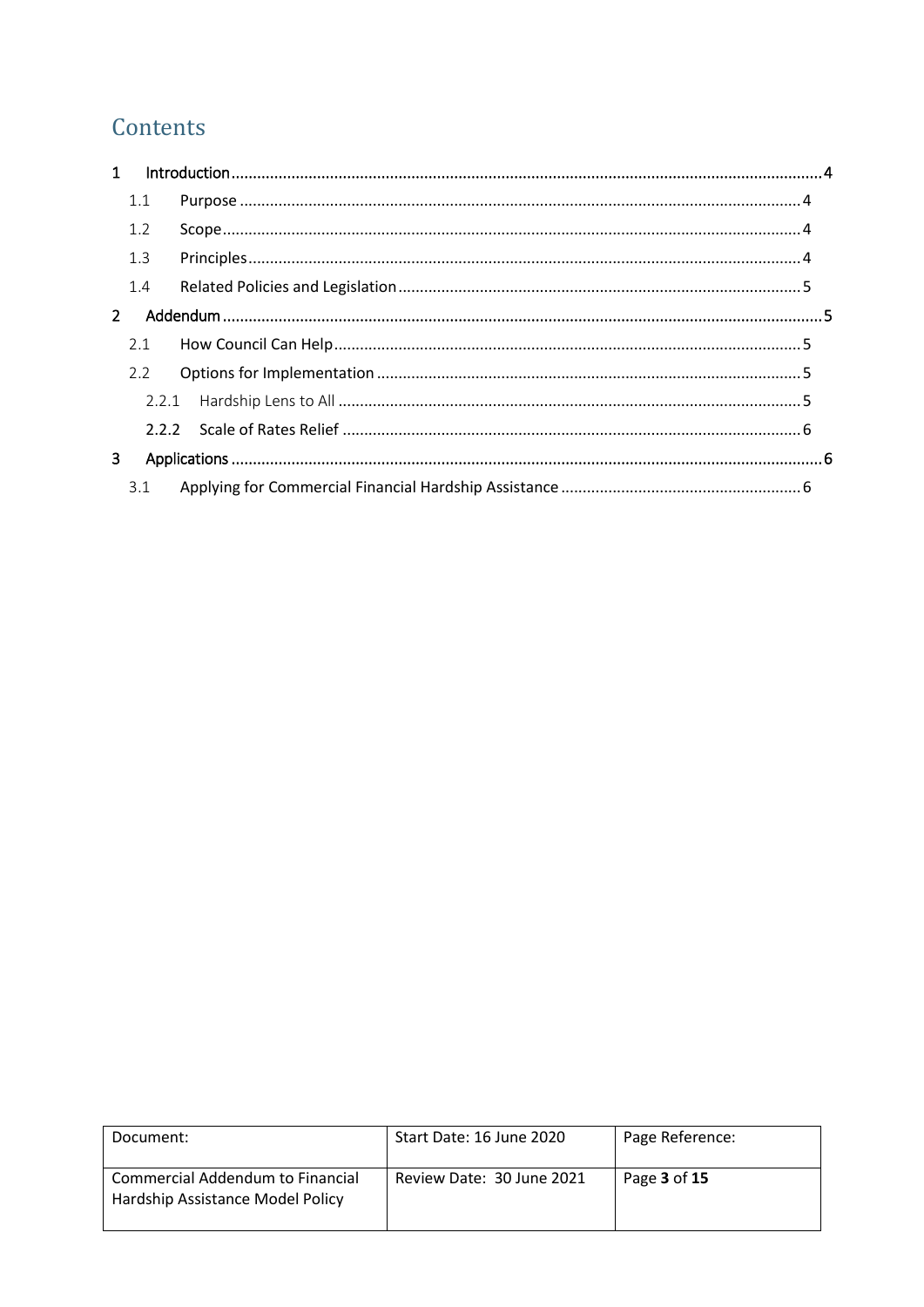# Contents

1 Introduction ..... 4

 1.1 Purpose ..... 4

 1.2 Scope ..... 4

 1.3 Principles ..... 4

 1.4 Related Policies and Legislation ..... 5

2 Addendum ..... 5

 2.1 How Council Can Help ..... 5

 2.2 Options for Implementation ..... 5

  2.2.1 Hardship Lens to All ..... 5

  2.2.2 Scale of Rates Relief ..... 6

3 Applications ..... 6

 3.1 Applying for Commercial Financial Hardship Assistance ..... 6

| Document: | Start Date: 16 June 2020 | Page Reference: |
|---|---|---|
| Commercial Addendum to Financial Hardship Assistance Model Policy | Review Date: 30 June 2021 | Page **3** of **15** |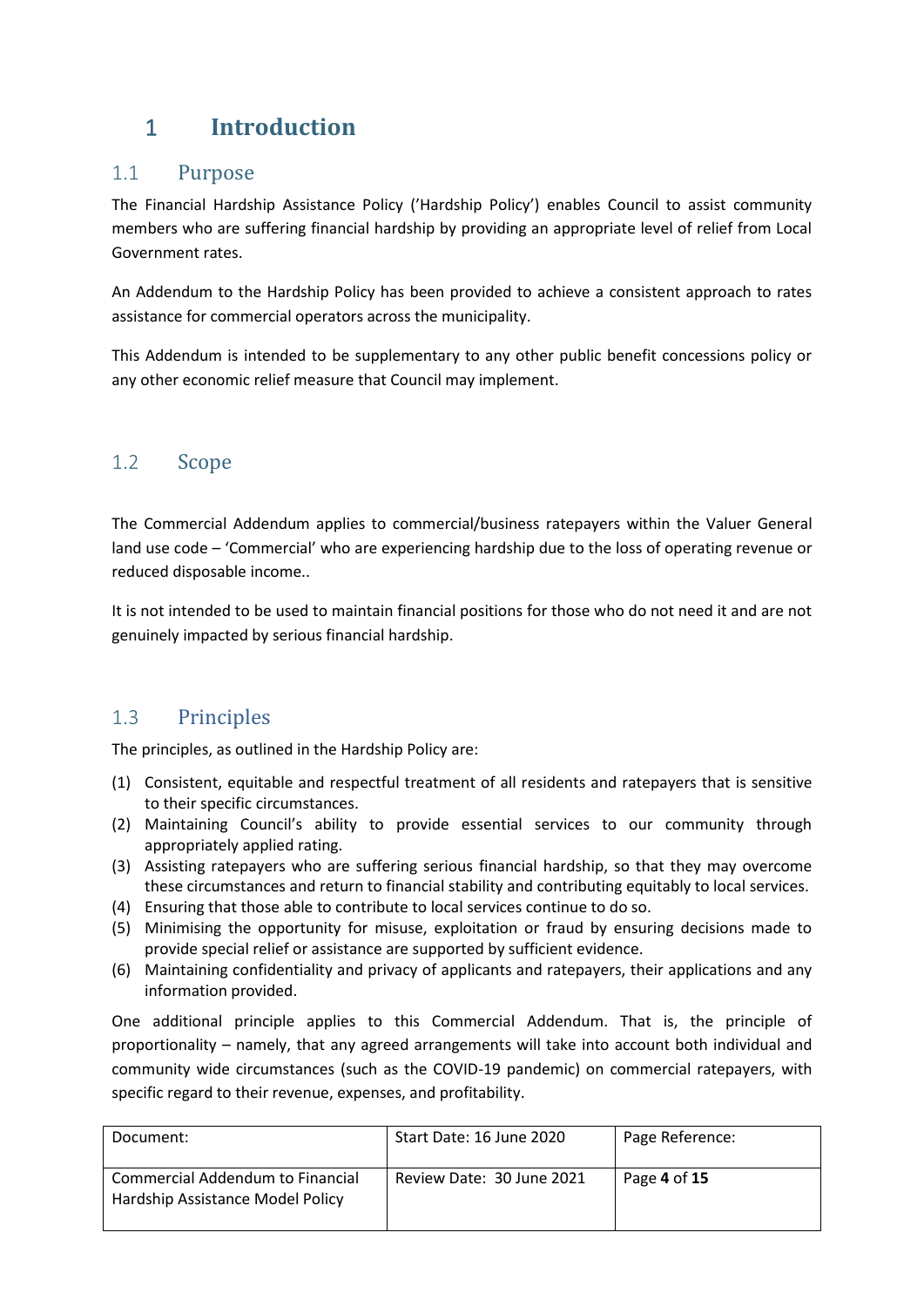# 1 Introduction

## 1.1 Purpose

The Financial Hardship Assistance Policy ('Hardship Policy') enables Council to assist community members who are suffering financial hardship by providing an appropriate level of relief from Local Government rates.

An Addendum to the Hardship Policy has been provided to achieve a consistent approach to rates assistance for commercial operators across the municipality.

This Addendum is intended to be supplementary to any other public benefit concessions policy or any other economic relief measure that Council may implement.

## 1.2 Scope

The Commercial Addendum applies to commercial/business ratepayers within the Valuer General land use code – 'Commercial' who are experiencing hardship due to the loss of operating revenue or reduced disposable income..

It is not intended to be used to maintain financial positions for those who do not need it and are not genuinely impacted by serious financial hardship.

## 1.3 Principles

The principles, as outlined in the Hardship Policy are:

(1) Consistent, equitable and respectful treatment of all residents and ratepayers that is sensitive to their specific circumstances.
(2) Maintaining Council's ability to provide essential services to our community through appropriately applied rating.
(3) Assisting ratepayers who are suffering serious financial hardship, so that they may overcome these circumstances and return to financial stability and contributing equitably to local services.
(4) Ensuring that those able to contribute to local services continue to do so.
(5) Minimising the opportunity for misuse, exploitation or fraud by ensuring decisions made to provide special relief or assistance are supported by sufficient evidence.
(6) Maintaining confidentiality and privacy of applicants and ratepayers, their applications and any information provided.

One additional principle applies to this Commercial Addendum. That is, the principle of proportionality – namely, that any agreed arrangements will take into account both individual and community wide circumstances (such as the COVID-19 pandemic) on commercial ratepayers, with specific regard to their revenue, expenses, and profitability.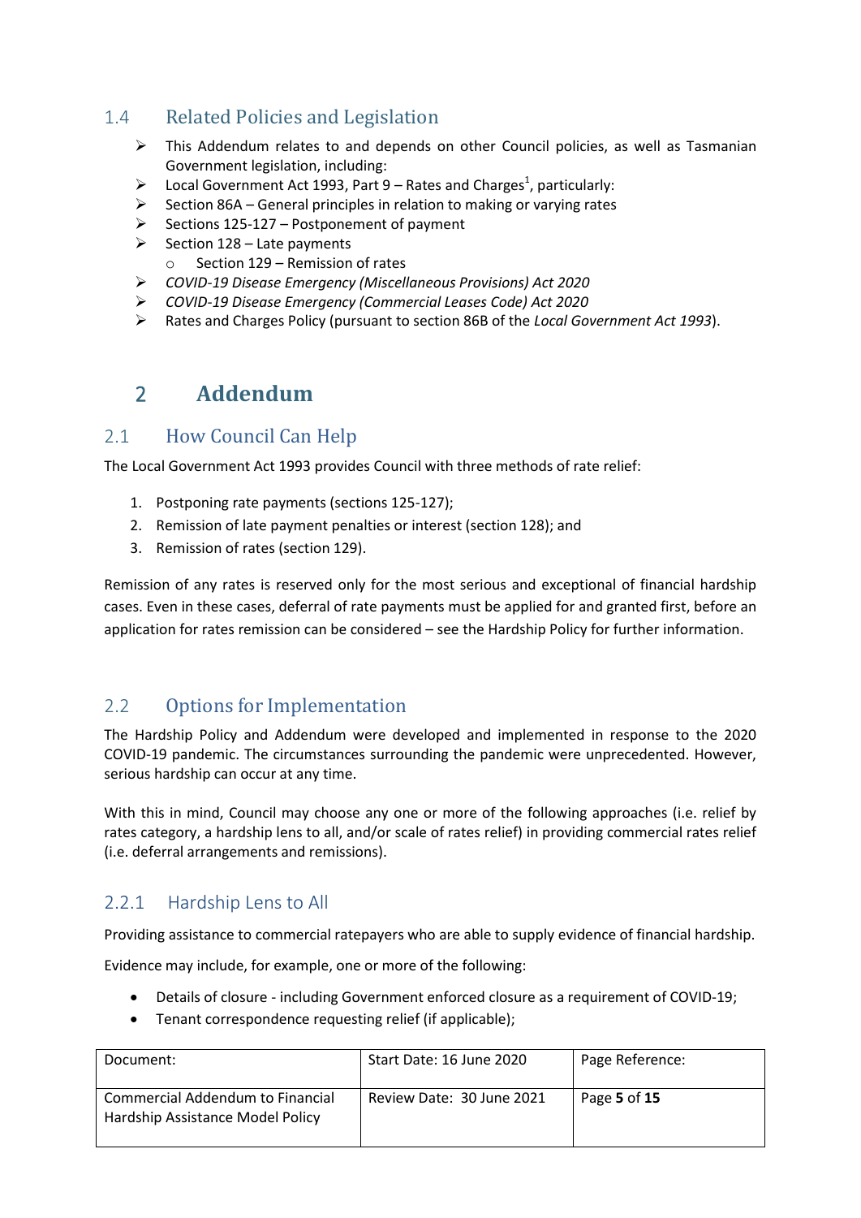## 1.4 Related Policies and Legislation

- This Addendum relates to and depends on other Council policies, as well as Tasmanian Government legislation, including:
- Local Government Act 1993, Part 9 – Rates and Charges[1], particularly:
- Section 86A – General principles in relation to making or varying rates
- Sections 125-127 – Postponement of payment
- Section 128 – Late payments
  - Section 129 – Remission of rates
- *COVID-19 Disease Emergency (Miscellaneous Provisions) Act 2020*
- *COVID-19 Disease Emergency (Commercial Leases Code) Act 2020*
- Rates and Charges Policy (pursuant to section 86B of the *Local Government Act 1993*).

# 2 Addendum

## 2.1 How Council Can Help

The Local Government Act 1993 provides Council with three methods of rate relief:

1. Postponing rate payments (sections 125-127);
2. Remission of late payment penalties or interest (section 128); and
3. Remission of rates (section 129).

Remission of any rates is reserved only for the most serious and exceptional of financial hardship cases. Even in these cases, deferral of rate payments must be applied for and granted first, before an application for rates remission can be considered – see the Hardship Policy for further information.

## 2.2 Options for Implementation

The Hardship Policy and Addendum were developed and implemented in response to the 2020 COVID-19 pandemic. The circumstances surrounding the pandemic were unprecedented. However, serious hardship can occur at any time.

With this in mind, Council may choose any one or more of the following approaches (i.e. relief by rates category, a hardship lens to all, and/or scale of rates relief) in providing commercial rates relief (i.e. deferral arrangements and remissions).

### 2.2.1 Hardship Lens to All

Providing assistance to commercial ratepayers who are able to supply evidence of financial hardship.

Evidence may include, for example, one or more of the following:

- Details of closure - including Government enforced closure as a requirement of COVID-19;
- Tenant correspondence requesting relief (if applicable);

| Document: | Start Date: 16 June 2020 | Page Reference: |
|---|---|---|
| Commercial Addendum to Financial Hardship Assistance Model Policy | Review Date: 30 June 2021 | Page **5** of **15** |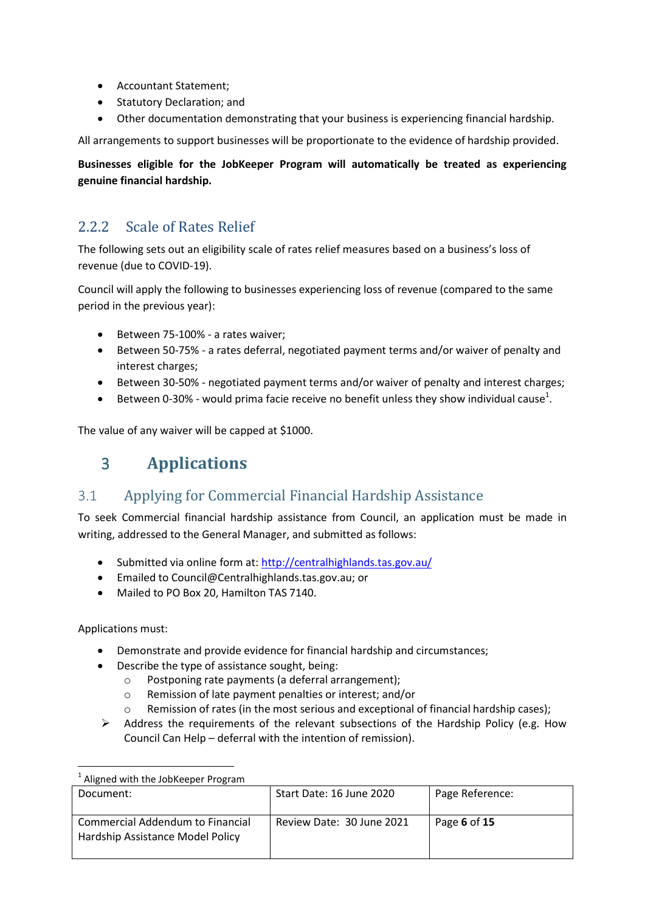- Accountant Statement;
- Statutory Declaration; and
- Other documentation demonstrating that your business is experiencing financial hardship.

All arrangements to support businesses will be proportionate to the evidence of hardship provided.

**Businesses eligible for the JobKeeper Program will automatically be treated as experiencing genuine financial hardship.**

### 2.2.2 Scale of Rates Relief

The following sets out an eligibility scale of rates relief measures based on a business's loss of revenue (due to COVID-19).

Council will apply the following to businesses experiencing loss of revenue (compared to the same period in the previous year):

- Between 75-100% - a rates waiver;
- Between 50-75% - a rates deferral, negotiated payment terms and/or waiver of penalty and interest charges;
- Between 30-50% - negotiated payment terms and/or waiver of penalty and interest charges;
- Between 0-30% - would prima facie receive no benefit unless they show individual cause[1].

The value of any waiver will be capped at $1000.

# 3 Applications

## 3.1 Applying for Commercial Financial Hardship Assistance

To seek Commercial financial hardship assistance from Council, an application must be made in writing, addressed to the General Manager, and submitted as follows:

- Submitted via online form at: [http://centralhighlands.tas.gov.au/](http://centralhighlands.tas.gov.au/)
- Emailed to Council@Centralhighlands.tas.gov.au; or
- Mailed to PO Box 20, Hamilton TAS 7140.

Applications must:

- Demonstrate and provide evidence for financial hardship and circumstances;
- Describe the type of assistance sought, being:
  - Postponing rate payments (a deferral arrangement);
  - Remission of late payment penalties or interest; and/or
  - Remission of rates (in the most serious and exceptional of financial hardship cases);
- Address the requirements of the relevant subsections of the Hardship Policy (e.g. How Council Can Help – deferral with the intention of remission).

[1] Aligned with the JobKeeper Program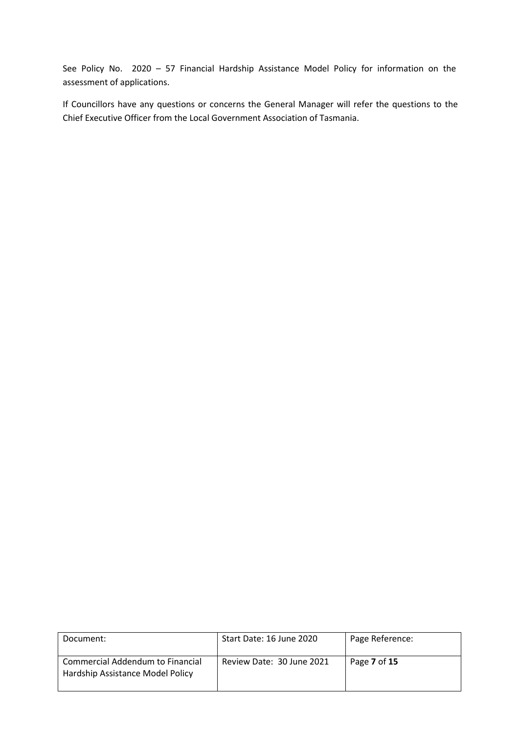See Policy No. 2020 – 57 Financial Hardship Assistance Model Policy for information on the assessment of applications.

If Councillors have any questions or concerns the General Manager will refer the questions to the Chief Executive Officer from the Local Government Association of Tasmania.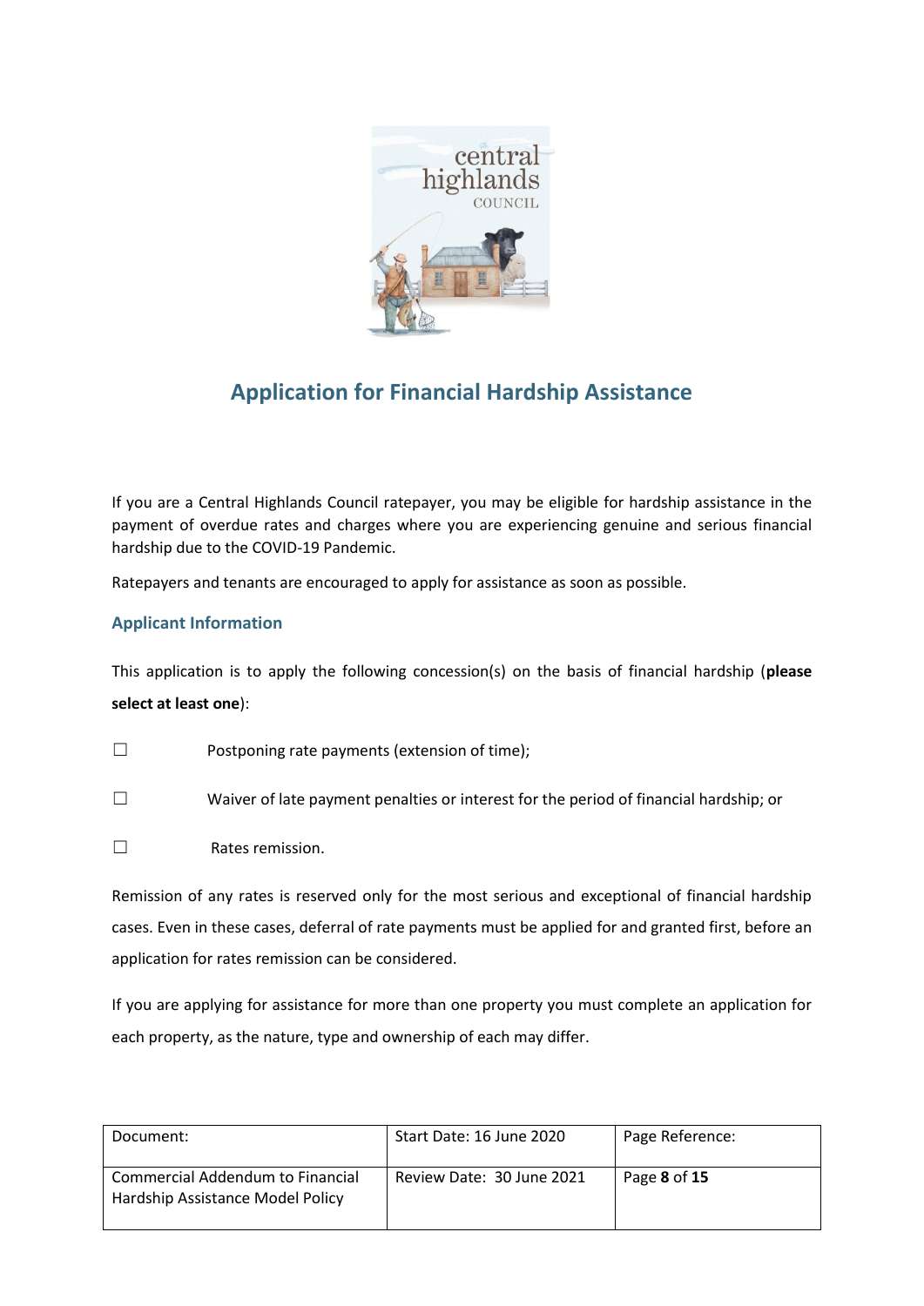## Application for Financial Hardship Assistance

If you are a Central Highlands Council ratepayer, you may be eligible for hardship assistance in the payment of overdue rates and charges where you are experiencing genuine and serious financial hardship due to the COVID-19 Pandemic.

Ratepayers and tenants are encouraged to apply for assistance as soon as possible.

### Applicant Information

This application is to apply the following concession(s) on the basis of financial hardship (**please select at least one**):

☐ Postponing rate payments (extension of time);

☐ Waiver of late payment penalties or interest for the period of financial hardship; or

☐ Rates remission.

Remission of any rates is reserved only for the most serious and exceptional of financial hardship cases. Even in these cases, deferral of rate payments must be applied for and granted first, before an application for rates remission can be considered.

If you are applying for assistance for more than one property you must complete an application for each property, as the nature, type and ownership of each may differ.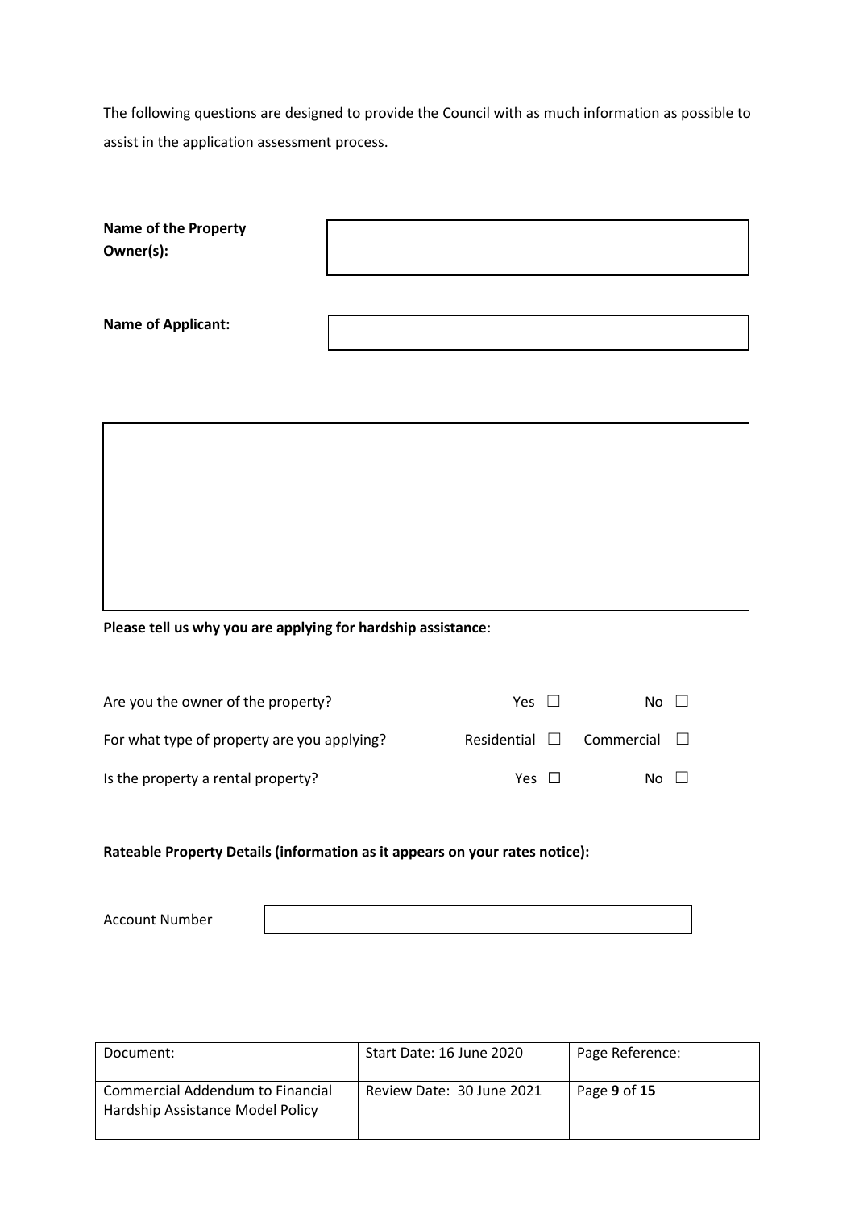The following questions are designed to provide the Council with as much information as possible to assist in the application assessment process.

**Name of the Property Owner(s):**

**Name of Applicant:**

**Please tell us why you are applying for hardship assistance**:

| | | |
|---|---|---|
| Are you the owner of the property? | Yes ☐ | No ☐ |
| For what type of property are you applying? | Residential ☐ | Commercial ☐ |
| Is the property a rental property? | Yes ☐ | No ☐ |

**Rateable Property Details (information as it appears on your rates notice):**

Account Number

| Document: | Start Date: 16 June 2020 | Page Reference: |
|---|---|---|
| Commercial Addendum to Financial Hardship Assistance Model Policy | Review Date: 30 June 2021 | Page **9** of **15** |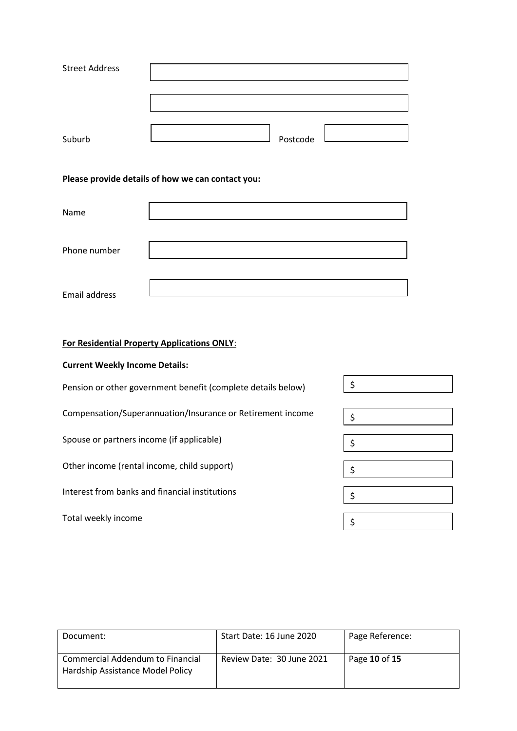Street Address

Suburb                                         Postcode

**Please provide details of how we can contact you:**

Name

Phone number

Email address

**For Residential Property Applications ONLY**:

**Current Weekly Income Details:**

| | |
|---|---|
| Pension or other government benefit (complete details below) | $ |
| Compensation/Superannuation/Insurance or Retirement income | $ |
| Spouse or partners income (if applicable) | $ |
| Other income (rental income, child support) | $ |
| Interest from banks and financial institutions | $ |
| Total weekly income | $ |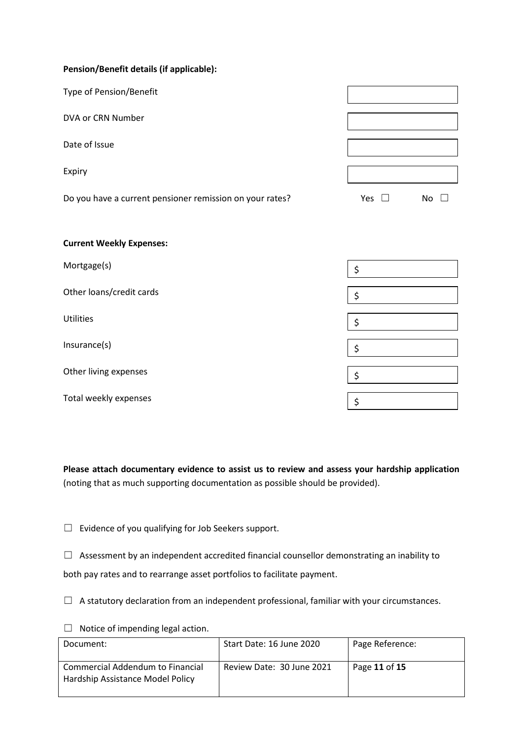**Pension/Benefit details (if applicable):**

| | |
|---|---|
| Type of Pension/Benefit | |
| DVA or CRN Number | |
| Date of Issue | |
| Expiry | |
| Do you have a current pensioner remission on your rates? | Yes ☐ No ☐ |

**Current Weekly Expenses:**

| | |
|---|---|
| Mortgage(s) | $ |
| Other loans/credit cards | $ |
| Utilities | $ |
| Insurance(s) | $ |
| Other living expenses | $ |
| Total weekly expenses | $ |

**Please attach documentary evidence to assist us to review and assess your hardship application** (noting that as much supporting documentation as possible should be provided).

☐ Evidence of you qualifying for Job Seekers support.

☐ Assessment by an independent accredited financial counsellor demonstrating an inability to both pay rates and to rearrange asset portfolios to facilitate payment.

☐ A statutory declaration from an independent professional, familiar with your circumstances.

☐ Notice of impending legal action.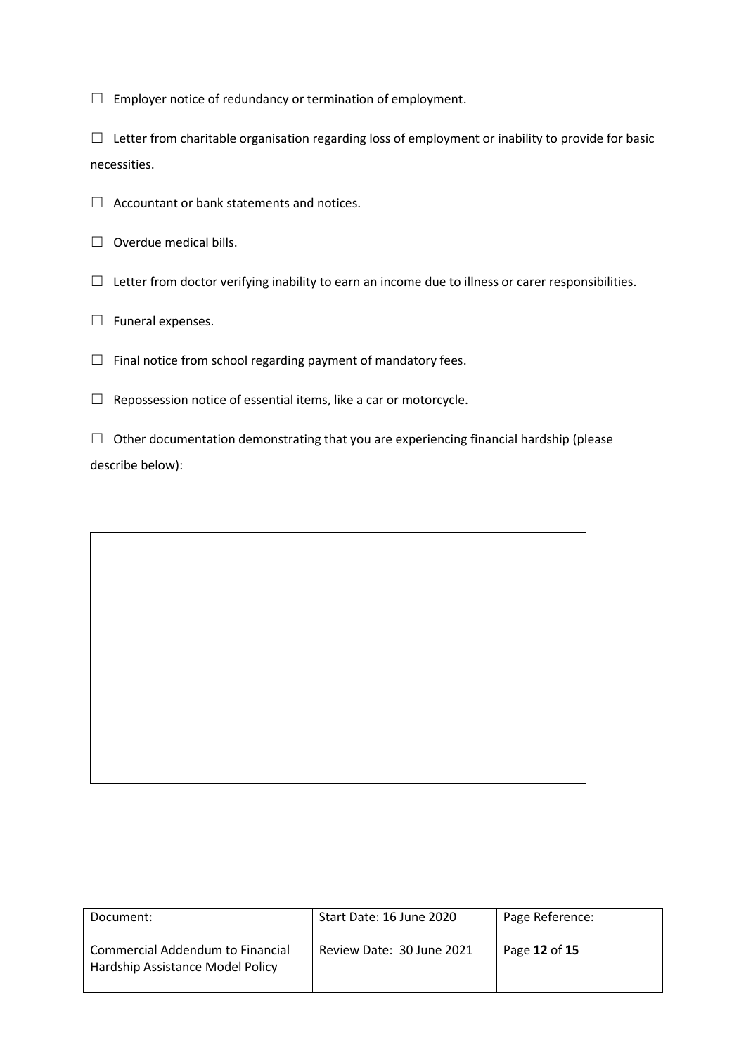☐ Employer notice of redundancy or termination of employment.

☐ Letter from charitable organisation regarding loss of employment or inability to provide for basic necessities.

☐ Accountant or bank statements and notices.

☐ Overdue medical bills.

☐ Letter from doctor verifying inability to earn an income due to illness or carer responsibilities.

☐ Funeral expenses.

☐ Final notice from school regarding payment of mandatory fees.

☐ Repossession notice of essential items, like a car or motorcycle.

☐ Other documentation demonstrating that you are experiencing financial hardship (please describe below):

| |
|---|
| |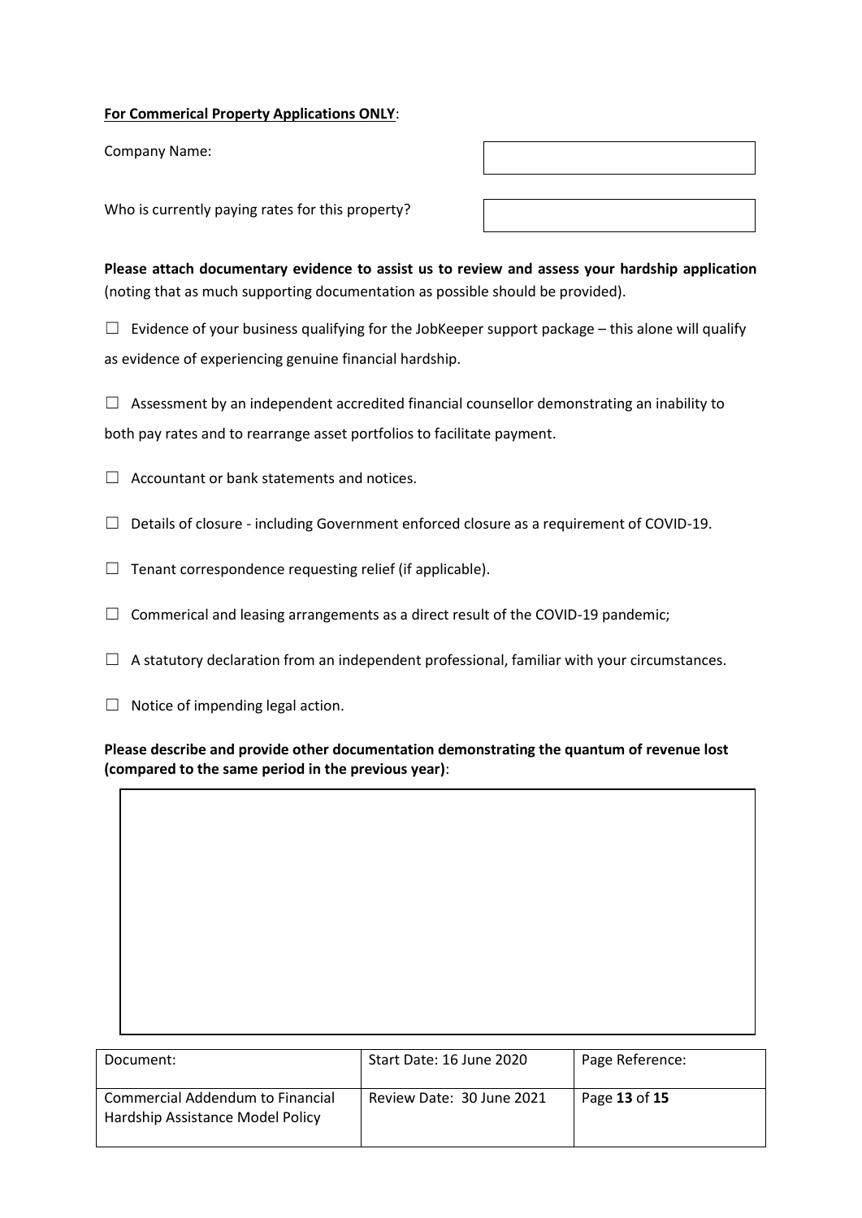**For Commerical Property Applications ONLY**:

Company Name:

Who is currently paying rates for this property?

**Please attach documentary evidence to assist us to review and assess your hardship application** (noting that as much supporting documentation as possible should be provided).

☐ Evidence of your business qualifying for the JobKeeper support package – this alone will qualify as evidence of experiencing genuine financial hardship.

☐ Assessment by an independent accredited financial counsellor demonstrating an inability to both pay rates and to rearrange asset portfolios to facilitate payment.

☐ Accountant or bank statements and notices.

☐ Details of closure - including Government enforced closure as a requirement of COVID-19.

☐ Tenant correspondence requesting relief (if applicable).

☐ Commerical and leasing arrangements as a direct result of the COVID-19 pandemic;

☐ A statutory declaration from an independent professional, familiar with your circumstances.

☐ Notice of impending legal action.

**Please describe and provide other documentation demonstrating the quantum of revenue lost (compared to the same period in the previous year)**:

| Document: | Start Date: 16 June 2020 | Page Reference: |
|---|---|---|
| Commercial Addendum to Financial Hardship Assistance Model Policy | Review Date: 30 June 2021 | Page **13** of **15** |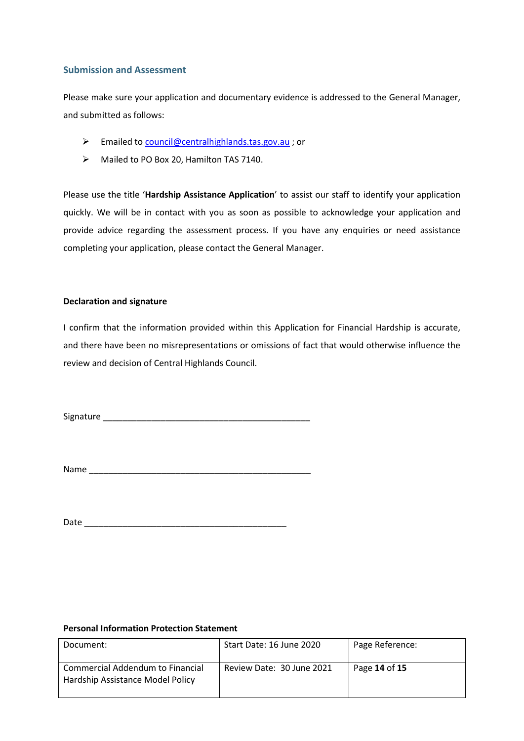## Submission and Assessment

Please make sure your application and documentary evidence is addressed to the General Manager, and submitted as follows:

- Emailed to council@centralhighlands.tas.gov.au ; or
- Mailed to PO Box 20, Hamilton TAS 7140.

Please use the title '**Hardship Assistance Application**' to assist our staff to identify your application quickly. We will be in contact with you as soon as possible to acknowledge your application and provide advice regarding the assessment process. If you have any enquiries or need assistance completing your application, please contact the General Manager.

**Declaration and signature**

I confirm that the information provided within this Application for Financial Hardship is accurate, and there have been no misrepresentations or omissions of fact that would otherwise influence the review and decision of Central Highlands Council.

Signature ____________________________________________

Name ________________________________________________

Date ____________________________________________

**Personal Information Protection Statement**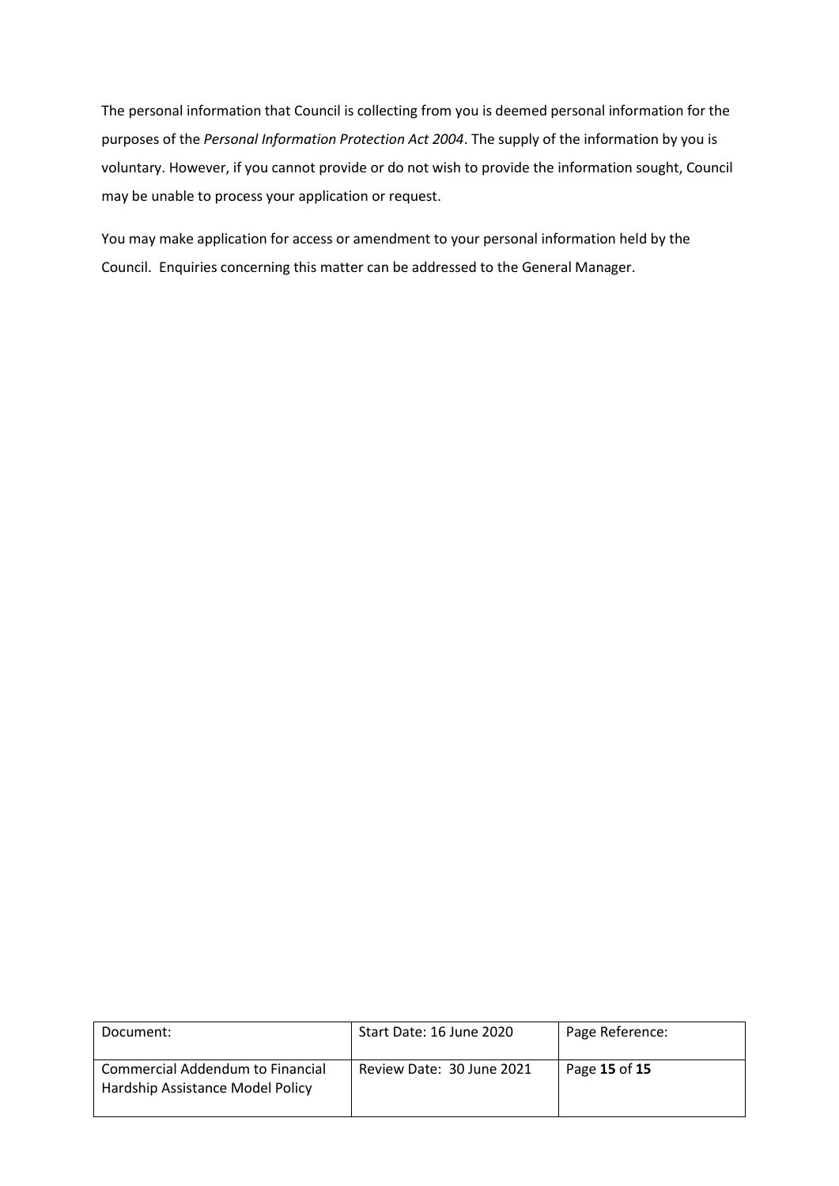The personal information that Council is collecting from you is deemed personal information for the purposes of the *Personal Information Protection Act 2004*. The supply of the information by you is voluntary. However, if you cannot provide or do not wish to provide the information sought, Council may be unable to process your application or request.

You may make application for access or amendment to your personal information held by the Council. Enquiries concerning this matter can be addressed to the General Manager.